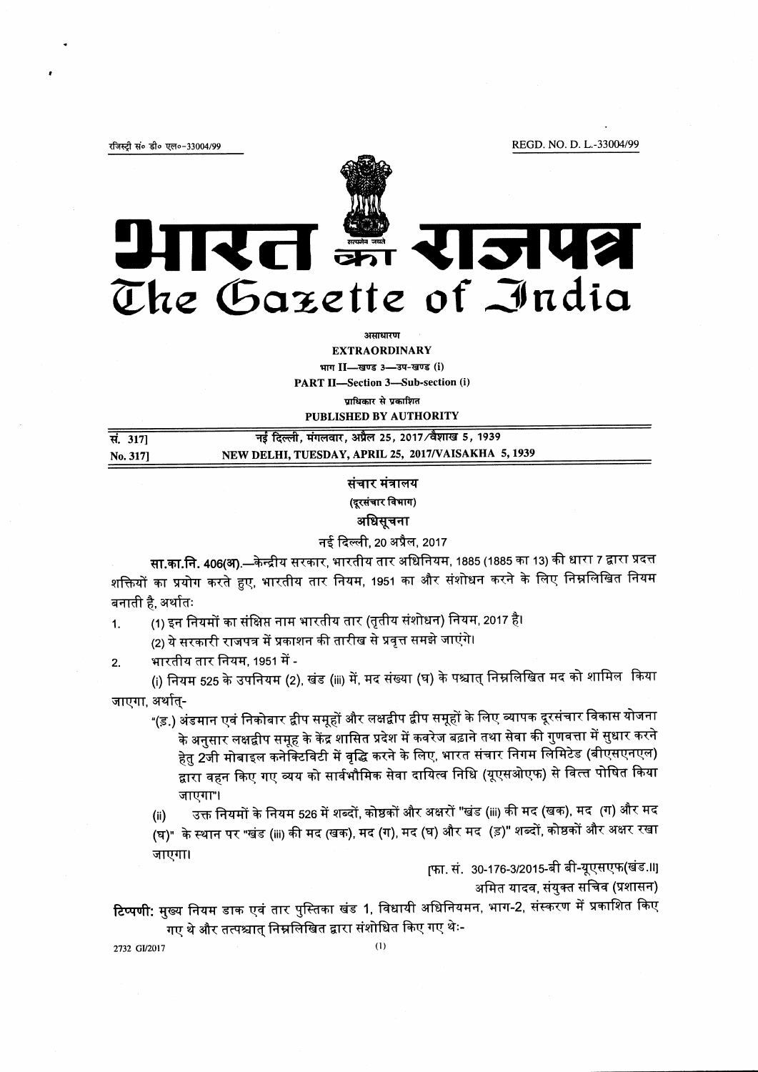रजिस्ट्री सं० डी० एल०-33004/99 REGD. NO. D. L.-33004/99

# भारत का राजपत्र
# The Gazette of India

असाधारण

**EXTRAORDINARY**

भाग II—खण्ड 3—उप-खण्ड (i)

**PART II—Section 3—Sub-section (i)**

प्राधिकार से प्रकाशित

**PUBLISHED BY AUTHORITY**

| | |
|---|---|
| सं. 317] | नई दिल्ली, मंगलवार, अप्रैल 25, 2017/वैशाख 5, 1939 |
| No. 317] | NEW DELHI, TUESDAY, APRIL 25, 2017/VAISAKHA 5, 1939 |

## संचार मंत्रालय

### (दूरसंचार विभाग)

### अधिसूचना

नई दिल्ली, 20 अप्रैल, 2017

**सा.का.नि. 406(अ).**—केन्द्रीय सरकार, भारतीय तार अधिनियम, 1885 (1885 का 13) की धारा 7 द्वारा प्रदत्त शक्तियों का प्रयोग करते हुए, भारतीय तार नियम, 1951 का और संशोधन करने के लिए निम्नलिखित नियम बनाती है, अर्थातः

1. (1) इन नियमों का संक्षिप्त नाम भारतीय तार (तृतीय संशोधन) नियम, 2017 है।

   (2) ये सरकारी राजपत्र में प्रकाशन की तारीख से प्रवृत्त समझे जाएंगे।

2. भारतीय तार नियम, 1951 में -

   (i) नियम 525 के उपनियम (2), खंड (iii) में, मद संख्या (घ) के पश्चात् निम्नलिखित मद को शामिल किया जाएगा, अर्थात्-

   "(ङ.) अंडमान एवं निकोबार द्वीप समूहों और लक्षद्वीप द्वीप समूहों के लिए व्यापक दूरसंचार विकास योजना के अनुसार लक्षद्वीप समूह के केंद्र शासित प्रदेश में कवरेज बढ़ाने तथा सेवा की गुणवत्ता में सुधार करने हेतु 2जी मोबाइल कनेक्टिविटी में वृद्धि करने के लिए, भारत संचार निगम लिमिटेड (बीएसएनएल) द्वारा वहन किए गए व्यय को सार्वभौमिक सेवा दायित्व निधि (यूएसओएफ) से वित्त पोषित किया जाएगा"।

   (ii) उक्त नियमों के नियम 526 में शब्दों, कोष्ठकों और अक्षरों "खंड (iii) की मद (खक), मद (ग) और मद (घ)" के स्थान पर "खंड (iii) की मद (खक), मद (ग), मद (घ) और मद (ङ)" शब्दों, कोष्ठकों और अक्षर रखा जाएगा।

[फा. सं. 30-176-3/2015-बी बी-यूएसएफ(खंड.II]

अमित यादव, संयुक्त सचिव (प्रशासन)

**टिप्पणी:** मुख्य नियम डाक एवं तार पुस्तिका खंड 1, विधायी अधिनियमन, भाग-2, संस्करण में प्रकाशित किए गए थे और तत्पश्चात् निम्नलिखित द्वारा संशोधित किए गए थेः-

2732 GI/2017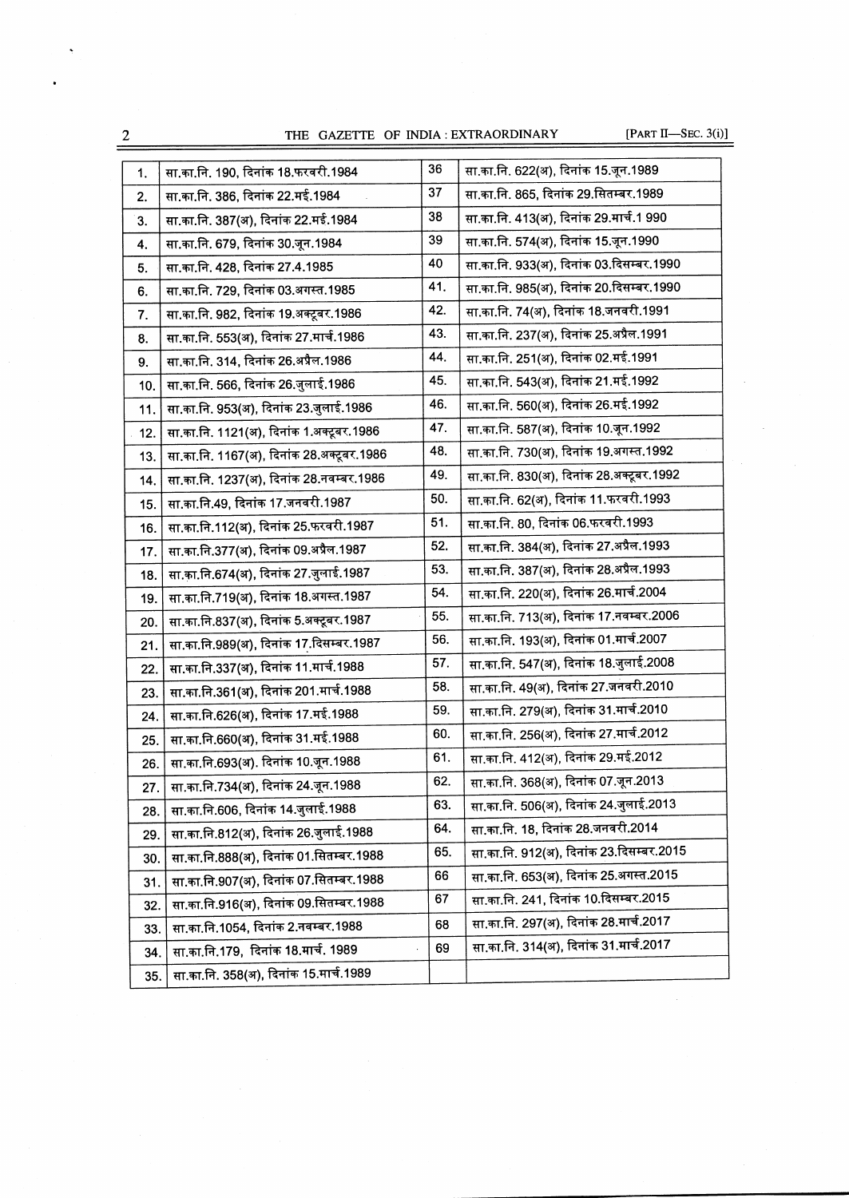| | | | |
|---|---|---|---|
| 1. | सा.का.नि. 190, दिनांक 18.फरवरी.1984 | 36 | सा.का.नि. 622(अ), दिनांक 15.जून.1989 |
| 2. | सा.का.नि. 386, दिनांक 22.मई.1984 | 37 | सा.का.नि. 865, दिनांक 29.सितम्बर.1989 |
| 3. | सा.का.नि. 387(अ), दिनांक 22.मई.1984 | 38 | सा.का.नि. 413(अ), दिनांक 29.मार्च.1 990 |
| 4. | सा.का.नि. 679, दिनांक 30.जून.1984 | 39 | सा.का.नि. 574(अ), दिनांक 15.जून.1990 |
| 5. | सा.का.नि. 428, दिनांक 27.4.1985 | 40 | सा.का.नि. 933(अ), दिनांक 03.दिसम्बर.1990 |
| 6. | सा.का.नि. 729, दिनांक 03.अगस्त.1985 | 41. | सा.का.नि. 985(अ), दिनांक 20.दिसम्बर.1990 |
| 7. | सा.का.नि. 982, दिनांक 19.अक्टूबर.1986 | 42. | सा.का.नि. 74(अ), दिनांक 18.जनवरी.1991 |
| 8. | सा.का.नि. 553(अ), दिनांक 27.मार्च.1986 | 43. | सा.का.नि. 237(अ), दिनांक 25.अप्रैल.1991 |
| 9. | सा.का.नि. 314, दिनांक 26.अप्रैल.1986 | 44. | सा.का.नि. 251(अ), दिनांक 02.मई.1991 |
| 10. | सा.का.नि. 566, दिनांक 26.जुलाई.1986 | 45. | सा.का.नि. 543(अ), दिनांक 21.मई.1992 |
| 11. | सा.का.नि. 953(अ), दिनांक 23.जुलाई.1986 | 46. | सा.का.नि. 560(अ), दिनांक 26.मई.1992 |
| 12. | सा.का.नि. 1121(अ), दिनांक 1.अक्टूबर.1986 | 47. | सा.का.नि. 587(अ), दिनांक 10.जून.1992 |
| 13. | सा.का.नि. 1167(अ), दिनांक 28.अक्टूबर.1986 | 48. | सा.का.नि. 730(अ), दिनांक 19.अगस्त.1992 |
| 14. | सा.का.नि. 1237(अ), दिनांक 28.नवम्बर.1986 | 49. | सा.का.नि. 830(अ), दिनांक 28.अक्टूबर.1992 |
| 15. | सा.का.नि.49, दिनांक 17.जनवरी.1987 | 50. | सा.का.नि. 62(अ), दिनांक 11.फरवरी.1993 |
| 16. | सा.का.नि.112(अ), दिनांक 25.फरवरी.1987 | 51. | सा.का.नि. 80, दिनांक 06.फरवरी.1993 |
| 17. | सा.का.नि.377(अ), दिनांक 09.अप्रैल.1987 | 52. | सा.का.नि. 384(अ), दिनांक 27.अप्रैल.1993 |
| 18. | सा.का.नि.674(अ), दिनांक 27.जुलाई.1987 | 53. | सा.का.नि. 387(अ), दिनांक 28.अप्रैल.1993 |
| 19. | सा.का.नि.719(अ), दिनांक 18.अगस्त.1987 | 54. | सा.का.नि. 220(अ), दिनांक 26.मार्च.2004 |
| 20. | सा.का.नि.837(अ), दिनांक 5.अक्टूबर.1987 | 55. | सा.का.नि. 713(अ), दिनांक 17.नवम्बर.2006 |
| 21. | सा.का.नि.989(अ), दिनांक 17.दिसम्बर.1987 | 56. | सा.का.नि. 193(अ), दिनांक 01.मार्च.2007 |
| 22. | सा.का.नि.337(अ), दिनांक 11.मार्च.1988 | 57. | सा.का.नि. 547(अ), दिनांक 18.जुलाई.2008 |
| 23. | सा.का.नि.361(अ), दिनांक 201.मार्च.1988 | 58. | सा.का.नि. 49(अ), दिनांक 27.जनवरी.2010 |
| 24. | सा.का.नि.626(अ), दिनांक 17.मई.1988 | 59. | सा.का.नि. 279(अ), दिनांक 31.मार्च.2010 |
| 25. | सा.का.नि.660(अ), दिनांक 31.मई.1988 | 60. | सा.का.नि. 256(अ), दिनांक 27.मार्च.2012 |
| 26. | सा.का.नि.693(अ). दिनांक 10.जून.1988 | 61. | सा.का.नि. 412(अ), दिनांक 29.मई.2012 |
| 27. | सा.का.नि.734(अ), दिनांक 24.जून.1988 | 62. | सा.का.नि. 368(अ), दिनांक 07.जून.2013 |
| 28. | सा.का.नि.606, दिनांक 14.जुलाई.1988 | 63. | सा.का.नि. 506(अ), दिनांक 24.जुलाई.2013 |
| 29. | सा.का.नि.812(अ), दिनांक 26.जुलाई.1988 | 64. | सा.का.नि. 18, दिनांक 28.जनवरी.2014 |
| 30. | सा.का.नि.888(अ), दिनांक 01.सितम्बर.1988 | 65. | सा.का.नि. 912(अ), दिनांक 23.दिसम्बर.2015 |
| 31. | सा.का.नि.907(अ), दिनांक 07.सितम्बर.1988 | 66 | सा.का.नि. 653(अ), दिनांक 25.अगस्त.2015 |
| 32. | सा.का.नि.916(अ), दिनांक 09.सितम्बर.1988 | 67 | सा.का.नि. 241, दिनांक 10.दिसम्बर.2015 |
| 33. | सा.का.नि.1054, दिनांक 2.नवम्बर.1988 | 68 | सा.का.नि. 297(अ), दिनांक 28.मार्च.2017 |
| 34. | सा.का.नि.179, दिनांक 18.मार्च. 1989 | 69 | सा.का.नि. 314(अ), दिनांक 31.मार्च.2017 |
| 35. | सा.का.नि. 358(अ), दिनांक 15.मार्च.1989 | | |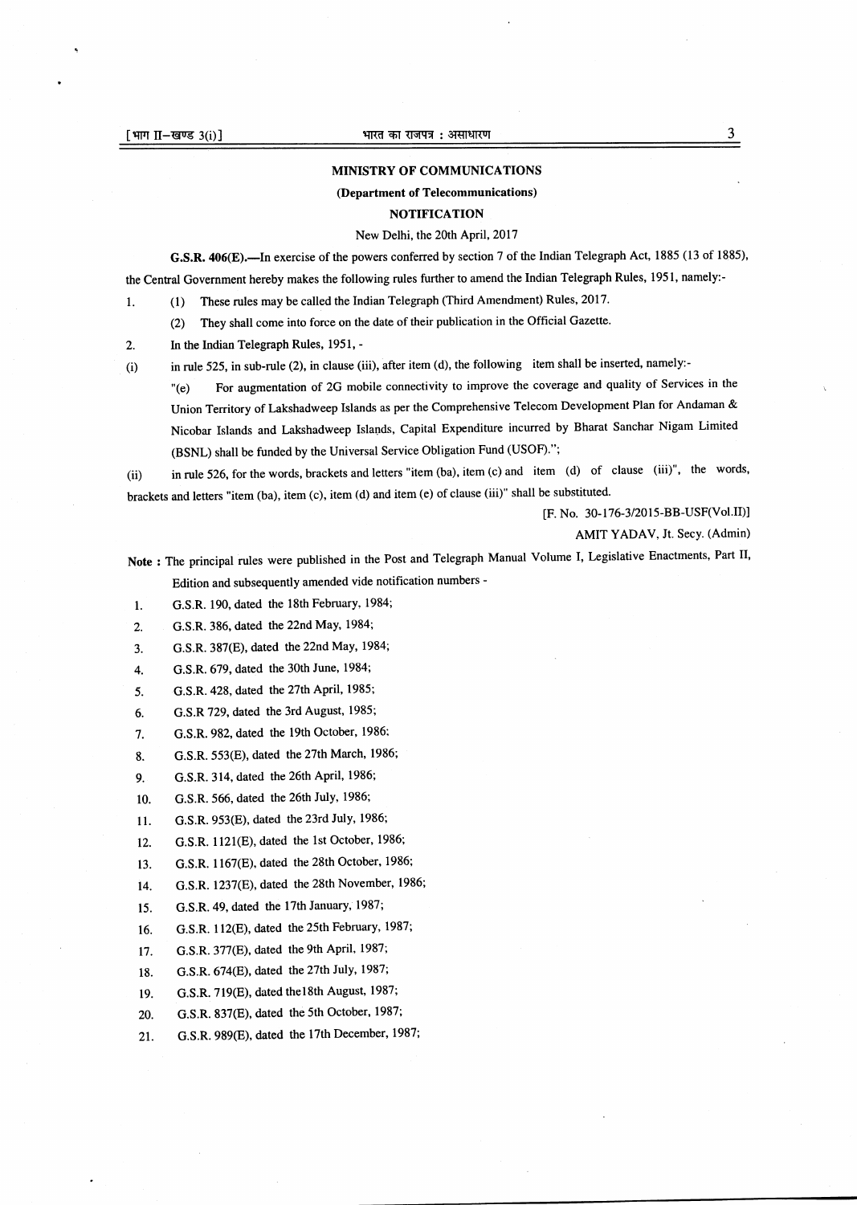**MINISTRY OF COMMUNICATIONS**

**(Department of Telecommunications)**

**NOTIFICATION**

New Delhi, the 20th April, 2017

**G.S.R. 406(E).**—In exercise of the powers conferred by section 7 of the Indian Telegraph Act, 1885 (13 of 1885), the Central Government hereby makes the following rules further to amend the Indian Telegraph Rules, 1951, namely:-

1. (1) These rules may be called the Indian Telegraph (Third Amendment) Rules, 2017.

   (2) They shall come into force on the date of their publication in the Official Gazette.

2. In the Indian Telegraph Rules, 1951, -

(i) in rule 525, in sub-rule (2), in clause (iii), after item (d), the following item shall be inserted, namely:-

"(e) For augmentation of 2G mobile connectivity to improve the coverage and quality of Services in the Union Territory of Lakshadweep Islands as per the Comprehensive Telecom Development Plan for Andaman & Nicobar Islands and Lakshadweep Islands, Capital Expenditure incurred by Bharat Sanchar Nigam Limited (BSNL) shall be funded by the Universal Service Obligation Fund (USOF).";

(ii) in rule 526, for the words, brackets and letters "item (ba), item (c) and item (d) of clause (iii)", the words, brackets and letters "item (ba), item (c), item (d) and item (e) of clause (iii)" shall be substituted.

[F. No. 30-176-3/2015-BB-USF(Vol.II)]

AMIT YADAV, Jt. Secy. (Admin)

**Note :** The principal rules were published in the Post and Telegraph Manual Volume I, Legislative Enactments, Part II, Edition and subsequently amended vide notification numbers -

1. G.S.R. 190, dated the 18th February, 1984;
2. G.S.R. 386, dated the 22nd May, 1984;
3. G.S.R. 387(E), dated the 22nd May, 1984;
4. G.S.R. 679, dated the 30th June, 1984;
5. G.S.R. 428, dated the 27th April, 1985;
6. G.S.R 729, dated the 3rd August, 1985;
7. G.S.R. 982, dated the 19th October, 1986;
8. G.S.R. 553(E), dated the 27th March, 1986;
9. G.S.R. 314, dated the 26th April, 1986;
10. G.S.R. 566, dated the 26th July, 1986;
11. G.S.R. 953(E), dated the 23rd July, 1986;
12. G.S.R. 1121(E), dated the 1st October, 1986;
13. G.S.R. 1167(E), dated the 28th October, 1986;
14. G.S.R. 1237(E), dated the 28th November, 1986;
15. G.S.R. 49, dated the 17th January, 1987;
16. G.S.R. 112(E), dated the 25th February, 1987;
17. G.S.R. 377(E), dated the 9th April, 1987;
18. G.S.R. 674(E), dated the 27th July, 1987;
19. G.S.R. 719(E), dated the18th August, 1987;
20. G.S.R. 837(E), dated the 5th October, 1987;
21. G.S.R. 989(E), dated the 17th December, 1987;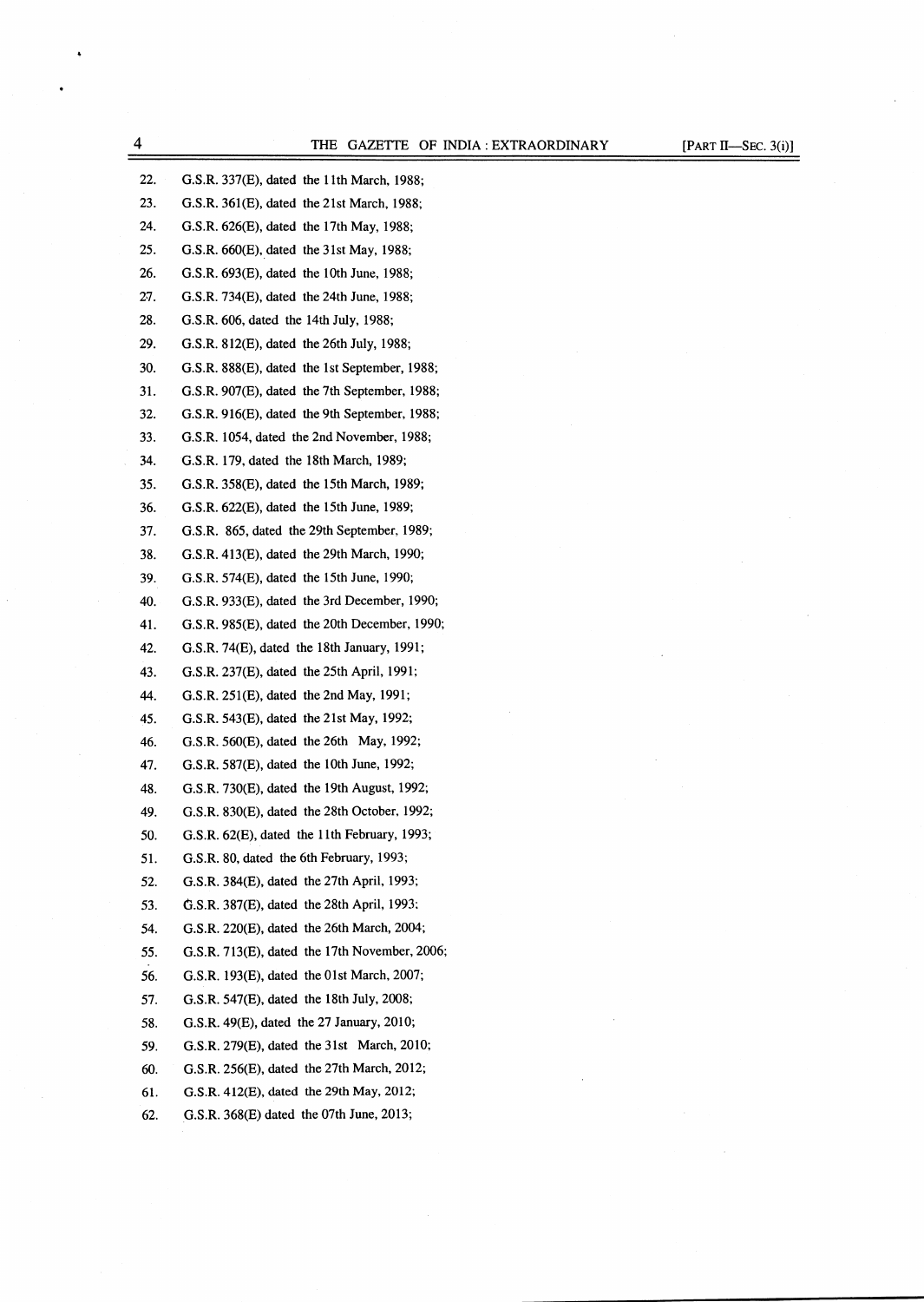22. G.S.R. 337(E), dated the 11th March, 1988;
23. G.S.R. 361(E), dated the 21st March, 1988;
24. G.S.R. 626(E), dated the 17th May, 1988;
25. G.S.R. 660(E), dated the 31st May, 1988;
26. G.S.R. 693(E), dated the 10th June, 1988;
27. G.S.R. 734(E), dated the 24th June, 1988;
28. G.S.R. 606, dated the 14th July, 1988;
29. G.S.R. 812(E), dated the 26th July, 1988;
30. G.S.R. 888(E), dated the 1st September, 1988;
31. G.S.R. 907(E), dated the 7th September, 1988;
32. G.S.R. 916(E), dated the 9th September, 1988;
33. G.S.R. 1054, dated the 2nd November, 1988;
34. G.S.R. 179, dated the 18th March, 1989;
35. G.S.R. 358(E), dated the 15th March, 1989;
36. G.S.R. 622(E), dated the 15th June, 1989;
37. G.S.R. 865, dated the 29th September, 1989;
38. G.S.R. 413(E), dated the 29th March, 1990;
39. G.S.R. 574(E), dated the 15th June, 1990;
40. G.S.R. 933(E), dated the 3rd December, 1990;
41. G.S.R. 985(E), dated the 20th December, 1990;
42. G.S.R. 74(E), dated the 18th January, 1991;
43. G.S.R. 237(E), dated the 25th April, 1991;
44. G.S.R. 251(E), dated the 2nd May, 1991;
45. G.S.R. 543(E), dated the 21st May, 1992;
46. G.S.R. 560(E), dated the 26th May, 1992;
47. G.S.R. 587(E), dated the 10th June, 1992;
48. G.S.R. 730(E), dated the 19th August, 1992;
49. G.S.R. 830(E), dated the 28th October, 1992;
50. G.S.R. 62(E), dated the 11th February, 1993;
51. G.S.R. 80, dated the 6th February, 1993;
52. G.S.R. 384(E), dated the 27th April, 1993;
53. G.S.R. 387(E), dated the 28th April, 1993;
54. G.S.R. 220(E), dated the 26th March, 2004;
55. G.S.R. 713(E), dated the 17th November, 2006;
56. G.S.R. 193(E), dated the 01st March, 2007;
57. G.S.R. 547(E), dated the 18th July, 2008;
58. G.S.R. 49(E), dated the 27 January, 2010;
59. G.S.R. 279(E), dated the 31st March, 2010;
60. G.S.R. 256(E), dated the 27th March, 2012;
61. G.S.R. 412(E), dated the 29th May, 2012;
62. G.S.R. 368(E) dated the 07th June, 2013;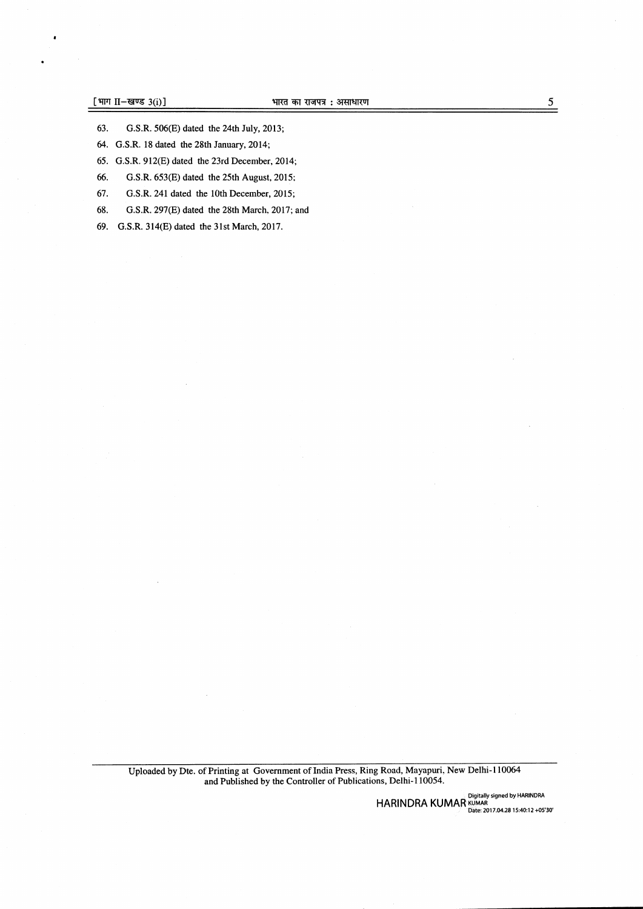63. G.S.R. 506(E) dated the 24th July, 2013;
64. G.S.R. 18 dated the 28th January, 2014;
65. G.S.R. 912(E) dated the 23rd December, 2014;
66. G.S.R. 653(E) dated the 25th August, 2015;
67. G.S.R. 241 dated the 10th December, 2015;
68. G.S.R. 297(E) dated the 28th March, 2017; and
69. G.S.R. 314(E) dated the 31st March, 2017.

---

Uploaded by Dte. of Printing at Government of India Press, Ring Road, Mayapuri, New Delhi-110064 and Published by the Controller of Publications, Delhi-110054.

HARINDRA KUMAR Digitally signed by HARINDRA KUMAR Date: 2017.04.28 15:40:12 +05'30'